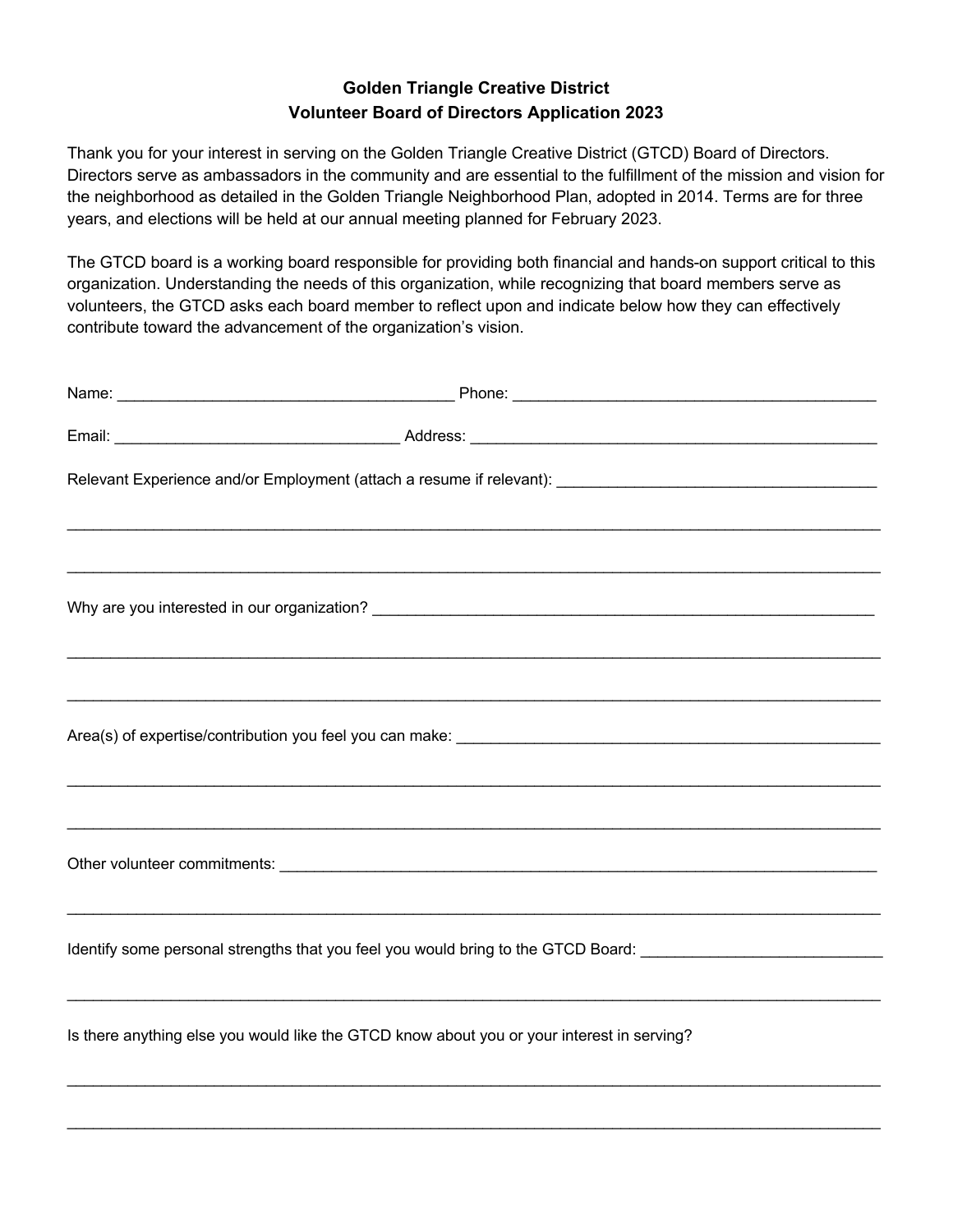# Golden Triangle Creative District
## Volunteer Board of Directors Application 2023

Thank you for your interest in serving on the Golden Triangle Creative District (GTCD) Board of Directors. Directors serve as ambassadors in the community and are essential to the fulfillment of the mission and vision for the neighborhood as detailed in the Golden Triangle Neighborhood Plan, adopted in 2014. Terms are for three years, and elections will be held at our annual meeting planned for February 2023.

The GTCD board is a working board responsible for providing both financial and hands-on support critical to this organization. Understanding the needs of this organization, while recognizing that board members serve as volunteers, the GTCD asks each board member to reflect upon and indicate below how they can effectively contribute toward the advancement of the organization's vision.

Name: _______________________________________ Phone: __________________________________________

Email: _________________________________ Address: ______________________________________________

Relevant Experience and/or Employment (attach a resume if relevant): ____________________________________

_______________________________________________________________________________________________

_______________________________________________________________________________________________

Why are you interested in our organization? ____________________________________________________________

_______________________________________________________________________________________________

_______________________________________________________________________________________________

Area(s) of expertise/contribution you feel you can make: ___________________________________________________

_______________________________________________________________________________________________

_______________________________________________________________________________________________

Other volunteer commitments: ________________________________________________________________________

_______________________________________________________________________________________________

Identify some personal strengths that you feel you would bring to the GTCD Board: ____________________________

_______________________________________________________________________________________________

Is there anything else you would like the GTCD know about you or your interest in serving?

_______________________________________________________________________________________________

_______________________________________________________________________________________________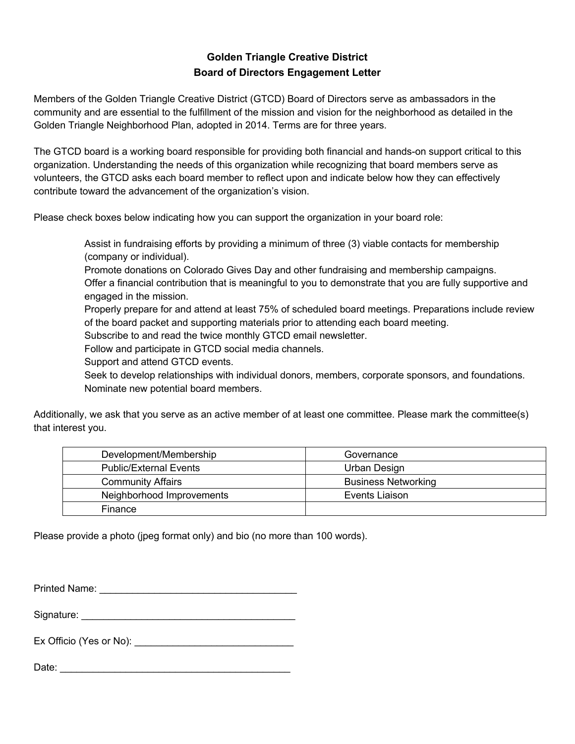**Golden Triangle Creative District**
**Board of Directors Engagement Letter**

Members of the Golden Triangle Creative District (GTCD) Board of Directors serve as ambassadors in the community and are essential to the fulfillment of the mission and vision for the neighborhood as detailed in the Golden Triangle Neighborhood Plan, adopted in 2014. Terms are for three years.

The GTCD board is a working board responsible for providing both financial and hands-on support critical to this organization. Understanding the needs of this organization while recognizing that board members serve as volunteers, the GTCD asks each board member to reflect upon and indicate below how they can effectively contribute toward the advancement of the organization's vision.

Please check boxes below indicating how you can support the organization in your board role:

- Assist in fundraising efforts by providing a minimum of three (3) viable contacts for membership (company or individual).
- Promote donations on Colorado Gives Day and other fundraising and membership campaigns.
- Offer a financial contribution that is meaningful to you to demonstrate that you are fully supportive and engaged in the mission.
- Properly prepare for and attend at least 75% of scheduled board meetings. Preparations include review of the board packet and supporting materials prior to attending each board meeting.
- Subscribe to and read the twice monthly GTCD email newsletter.
- Follow and participate in GTCD social media channels.
- Support and attend GTCD events.
- Seek to develop relationships with individual donors, members, corporate sponsors, and foundations.
- Nominate new potential board members.

Additionally, we ask that you serve as an active member of at least one committee. Please mark the committee(s) that interest you.

| | |
|---|---|
| Development/Membership | Governance |
| Public/External Events | Urban Design |
| Community Affairs | Business Networking |
| Neighborhood Improvements | Events Liaison |
| Finance | |

Please provide a photo (jpeg format only) and bio (no more than 100 words).

Printed Name: ____________________________________

Signature: ________________________________________

Ex Officio (Yes or No): _____________________________

Date: ____________________________________________